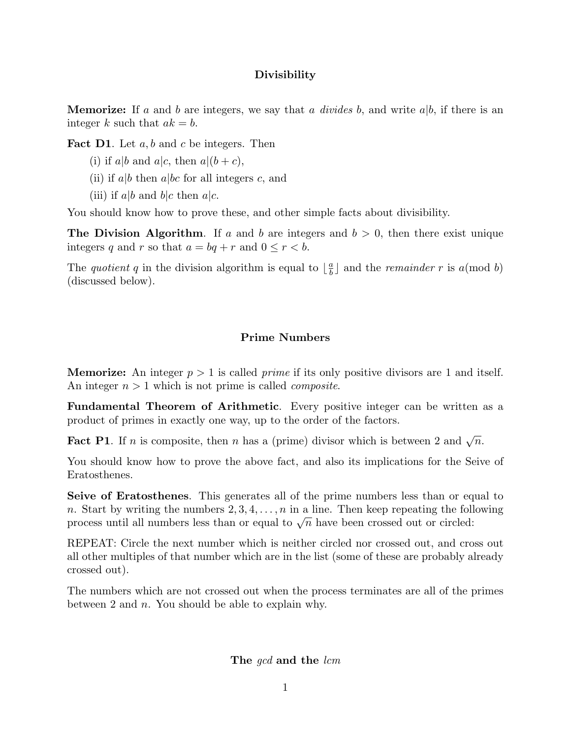## Divisibility

**Memorize:** If $a$ and $b$ are integers, we say that $a$ *divides* $b$, and write $a|b$, if there is an integer $k$ such that $ak = b$.

**Fact D1**. Let $a, b$ and $c$ be integers. Then

(i) if $a|b$ and $a|c$, then $a|(b + c)$,

(ii) if $a|b$ then $a|bc$ for all integers $c$, and

(iii) if $a|b$ and $b|c$ then $a|c$.

You should know how to prove these, and other simple facts about divisibility.

**The Division Algorithm**. If $a$ and $b$ are integers and $b > 0$, then there exist unique integers $q$ and $r$ so that $a = bq + r$ and $0 \leq r < b$.

The *quotient* $q$ in the division algorithm is equal to $\lfloor \frac{a}{b} \rfloor$ and the *remainder* $r$ is $a(\text{mod } b)$ (discussed below).

## Prime Numbers

**Memorize:** An integer $p > 1$ is called *prime* if its only positive divisors are 1 and itself. An integer $n > 1$ which is not prime is called *composite*.

**Fundamental Theorem of Arithmetic**. Every positive integer can be written as a product of primes in exactly one way, up to the order of the factors.

**Fact P1**. If $n$ is composite, then $n$ has a (prime) divisor which is between 2 and $\sqrt{n}$.

You should know how to prove the above fact, and also its implications for the Seive of Eratosthenes.

**Seive of Eratosthenes**. This generates all of the prime numbers less than or equal to $n$. Start by writing the numbers $2, 3, 4, \ldots, n$ in a line. Then keep repeating the following process until all numbers less than or equal to $\sqrt{n}$ have been crossed out or circled:

REPEAT: Circle the next number which is neither circled nor crossed out, and cross out all other multiples of that number which are in the list (some of these are probably already crossed out).

The numbers which are not crossed out when the process terminates are all of the primes between 2 and $n$. You should be able to explain why.

## The *gcd* and the *lcm*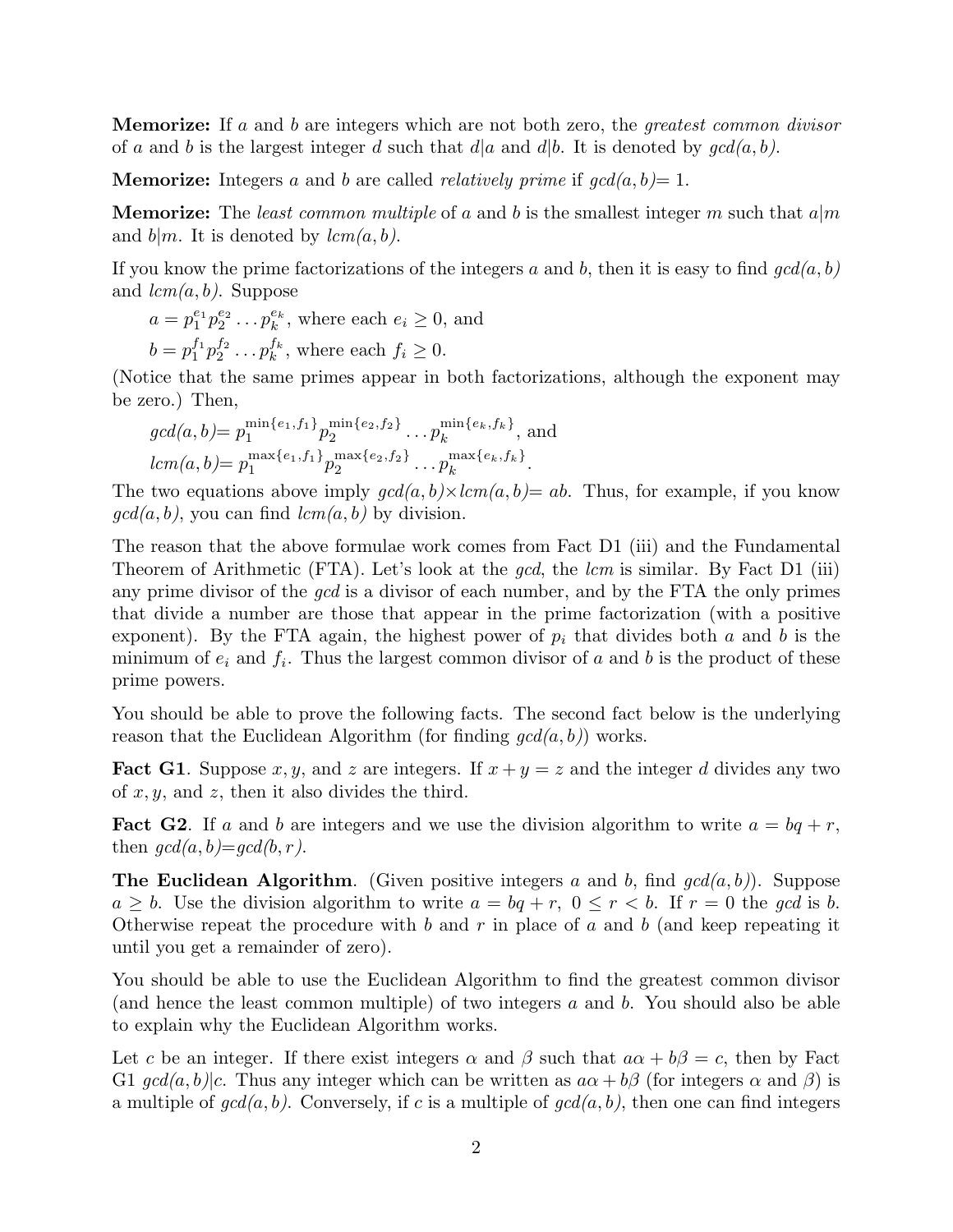**Memorize:** If $a$ and $b$ are integers which are not both zero, the *greatest common divisor* of $a$ and $b$ is the largest integer $d$ such that $d|a$ and $d|b$. It is denoted by $gcd(a, b)$.

**Memorize:** Integers $a$ and $b$ are called *relatively prime* if $gcd(a, b) = 1$.

**Memorize:** The *least common multiple* of $a$ and $b$ is the smallest integer $m$ such that $a|m$ and $b|m$. It is denoted by $lcm(a, b)$.

If you know the prime factorizations of the integers $a$ and $b$, then it is easy to find $gcd(a, b)$ and $lcm(a, b)$. Suppose

$a = p_1^{e_1} p_2^{e_2} \dots p_k^{e_k}$, where each $e_i \geq 0$, and

$b = p_1^{f_1} p_2^{f_2} \dots p_k^{f_k}$, where each $f_i \geq 0$.

(Notice that the same primes appear in both factorizations, although the exponent may be zero.) Then,

$gcd(a, b) = p_1^{\min\{e_1,f_1\}} p_2^{\min\{e_2,f_2\}} \dots p_k^{\min\{e_k,f_k\}}$, and

$lcm(a, b) = p_1^{\max\{e_1,f_1\}} p_2^{\max\{e_2,f_2\}} \dots p_k^{\max\{e_k,f_k\}}$.

The two equations above imply $gcd(a, b) \times lcm(a, b) = ab$. Thus, for example, if you know $gcd(a, b)$, you can find $lcm(a, b)$ by division.

The reason that the above formulae work comes from Fact D1 (iii) and the Fundamental Theorem of Arithmetic (FTA). Let's look at the *gcd*, the *lcm* is similar. By Fact D1 (iii) any prime divisor of the *gcd* is a divisor of each number, and by the FTA the only primes that divide a number are those that appear in the prime factorization (with a positive exponent). By the FTA again, the highest power of $p_i$ that divides both $a$ and $b$ is the minimum of $e_i$ and $f_i$. Thus the largest common divisor of $a$ and $b$ is the product of these prime powers.

You should be able to prove the following facts. The second fact below is the underlying reason that the Euclidean Algorithm (for finding $gcd(a, b)$) works.

**Fact G1**. Suppose $x, y$, and $z$ are integers. If $x + y = z$ and the integer $d$ divides any two of $x, y$, and $z$, then it also divides the third.

**Fact G2**. If $a$ and $b$ are integers and we use the division algorithm to write $a = bq + r$, then $gcd(a, b) = gcd(b, r)$.

**The Euclidean Algorithm**. (Given positive integers $a$ and $b$, find $gcd(a, b)$). Suppose $a \geq b$. Use the division algorithm to write $a = bq + r,\ 0 \leq r < b$. If $r = 0$ the *gcd* is $b$. Otherwise repeat the procedure with $b$ and $r$ in place of $a$ and $b$ (and keep repeating it until you get a remainder of zero).

You should be able to use the Euclidean Algorithm to find the greatest common divisor (and hence the least common multiple) of two integers $a$ and $b$. You should also be able to explain why the Euclidean Algorithm works.

Let $c$ be an integer. If there exist integers $\alpha$ and $\beta$ such that $a\alpha + b\beta = c$, then by Fact G1 $gcd(a, b)|c$. Thus any integer which can be written as $a\alpha + b\beta$ (for integers $\alpha$ and $\beta$) is a multiple of $gcd(a, b)$. Conversely, if $c$ is a multiple of $gcd(a, b)$, then one can find integers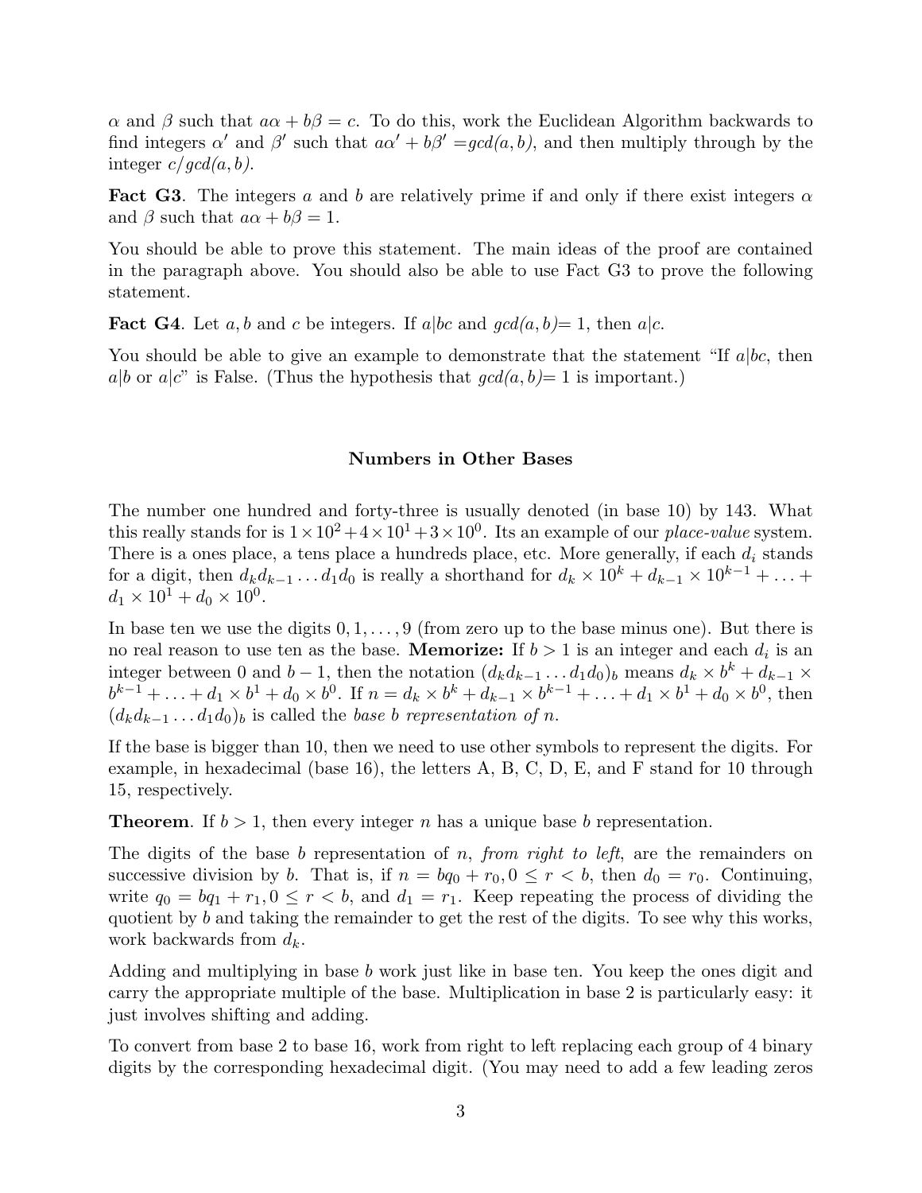$\alpha$ and $\beta$ such that $a\alpha + b\beta = c$. To do this, work the Euclidean Algorithm backwards to find integers $\alpha'$ and $\beta'$ such that $a\alpha' + b\beta' = gcd(a, b)$, and then multiply through by the integer $c/gcd(a, b)$.

**Fact G3**. The integers $a$ and $b$ are relatively prime if and only if there exist integers $\alpha$ and $\beta$ such that $a\alpha + b\beta = 1$.

You should be able to prove this statement. The main ideas of the proof are contained in the paragraph above. You should also be able to use Fact G3 to prove the following statement.

**Fact G4**. Let $a, b$ and $c$ be integers. If $a|bc$ and $gcd(a, b) = 1$, then $a|c$.

You should be able to give an example to demonstrate that the statement "If $a|bc$, then $a|b$ or $a|c$" is False. (Thus the hypothesis that $gcd(a, b) = 1$ is important.)

## Numbers in Other Bases

The number one hundred and forty-three is usually denoted (in base 10) by 143. What this really stands for is $1 \times 10^2 + 4 \times 10^1 + 3 \times 10^0$. Its an example of our *place-value* system. There is a ones place, a tens place a hundreds place, etc. More generally, if each $d_i$ stands for a digit, then $d_k d_{k-1} \ldots d_1 d_0$ is really a shorthand for $d_k \times 10^k + d_{k-1} \times 10^{k-1} + \ldots + d_1 \times 10^1 + d_0 \times 10^0$.

In base ten we use the digits $0, 1, \ldots, 9$ (from zero up to the base minus one). But there is no real reason to use ten as the base. **Memorize:** If $b > 1$ is an integer and each $d_i$ is an integer between 0 and $b - 1$, then the notation $(d_k d_{k-1} \ldots d_1 d_0)_b$ means $d_k \times b^k + d_{k-1} \times b^{k-1} + \ldots + d_1 \times b^1 + d_0 \times b^0$. If $n = d_k \times b^k + d_{k-1} \times b^{k-1} + \ldots + d_1 \times b^1 + d_0 \times b^0$, then $(d_k d_{k-1} \ldots d_1 d_0)_b$ is called the *base b representation of n.*

If the base is bigger than 10, then we need to use other symbols to represent the digits. For example, in hexadecimal (base 16), the letters A, B, C, D, E, and F stand for 10 through 15, respectively.

**Theorem**. If $b > 1$, then every integer $n$ has a unique base $b$ representation.

The digits of the base $b$ representation of $n$, *from right to left*, are the remainders on successive division by $b$. That is, if $n = bq_0 + r_0, 0 \leq r < b$, then $d_0 = r_0$. Continuing, write $q_0 = bq_1 + r_1, 0 \leq r < b$, and $d_1 = r_1$. Keep repeating the process of dividing the quotient by $b$ and taking the remainder to get the rest of the digits. To see why this works, work backwards from $d_k$.

Adding and multiplying in base $b$ work just like in base ten. You keep the ones digit and carry the appropriate multiple of the base. Multiplication in base 2 is particularly easy: it just involves shifting and adding.

To convert from base 2 to base 16, work from right to left replacing each group of 4 binary digits by the corresponding hexadecimal digit. (You may need to add a few leading zeros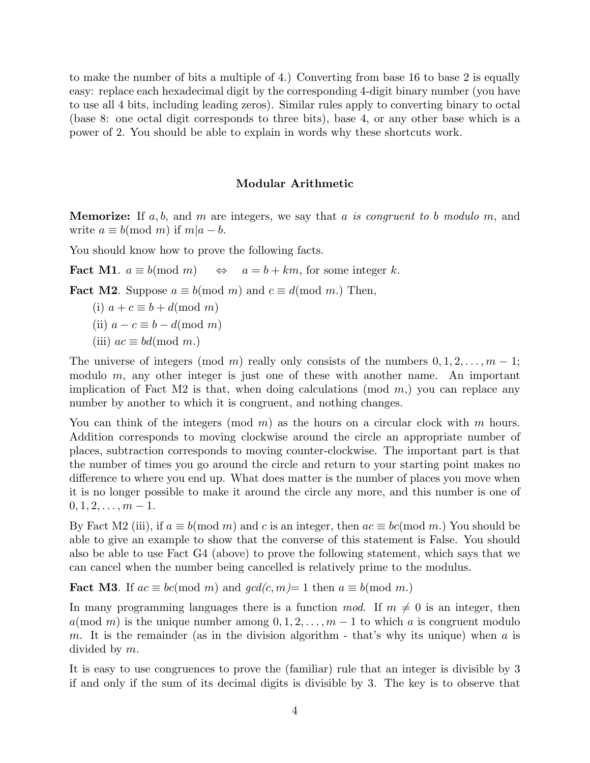to make the number of bits a multiple of 4.) Converting from base 16 to base 2 is equally easy: replace each hexadecimal digit by the corresponding 4-digit binary number (you have to use all 4 bits, including leading zeros). Similar rules apply to converting binary to octal (base 8: one octal digit corresponds to three bits), base 4, or any other base which is a power of 2. You should be able to explain in words why these shortcuts work.

## Modular Arithmetic

**Memorize:** If $a, b$, and $m$ are integers, we say that *a is congruent to b modulo m*, and write $a \equiv b(\text{mod } m)$ if $m|a - b$.

You should know how to prove the following facts.

**Fact M1**. $a \equiv b(\text{mod } m) \quad \Leftrightarrow \quad a = b + km$, for some integer $k$.

**Fact M2**. Suppose $a \equiv b(\text{mod } m)$ and $c \equiv d(\text{mod } m.)$ Then,

(i) $a + c \equiv b + d(\text{mod } m)$

(ii) $a - c \equiv b - d(\text{mod } m)$

(iii) $ac \equiv bd(\text{mod } m.)$

The universe of integers (mod $m$) really only consists of the numbers $0, 1, 2, \ldots, m - 1$; modulo $m$, any other integer is just one of these with another name. An important implication of Fact M2 is that, when doing calculations (mod $m$,) you can replace any number by another to which it is congruent, and nothing changes.

You can think of the integers (mod $m$) as the hours on a circular clock with $m$ hours. Addition corresponds to moving clockwise around the circle an appropriate number of places, subtraction corresponds to moving counter-clockwise. The important part is that the number of times you go around the circle and return to your starting point makes no difference to where you end up. What does matter is the number of places you move when it is no longer possible to make it around the circle any more, and this number is one of $0, 1, 2, \ldots, m - 1$.

By Fact M2 (iii), if $a \equiv b(\text{mod } m)$ and $c$ is an integer, then $ac \equiv bc(\text{mod } m.)$ You should be able to give an example to show that the converse of this statement is False. You should also be able to use Fact G4 (above) to prove the following statement, which says that we can cancel when the number being cancelled is relatively prime to the modulus.

**Fact M3**. If $ac \equiv bc(\text{mod } m)$ and $gcd(c, m)= 1$ then $a \equiv b(\text{mod } m.)$

In many programming languages there is a function *mod*. If $m \neq 0$ is an integer, then $a(\text{mod } m)$ is the unique number among $0, 1, 2, \ldots, m - 1$ to which $a$ is congruent modulo $m$. It is the remainder (as in the division algorithm - that's why its unique) when $a$ is divided by $m$.

It is easy to use congruences to prove the (familiar) rule that an integer is divisible by 3 if and only if the sum of its decimal digits is divisible by 3. The key is to observe that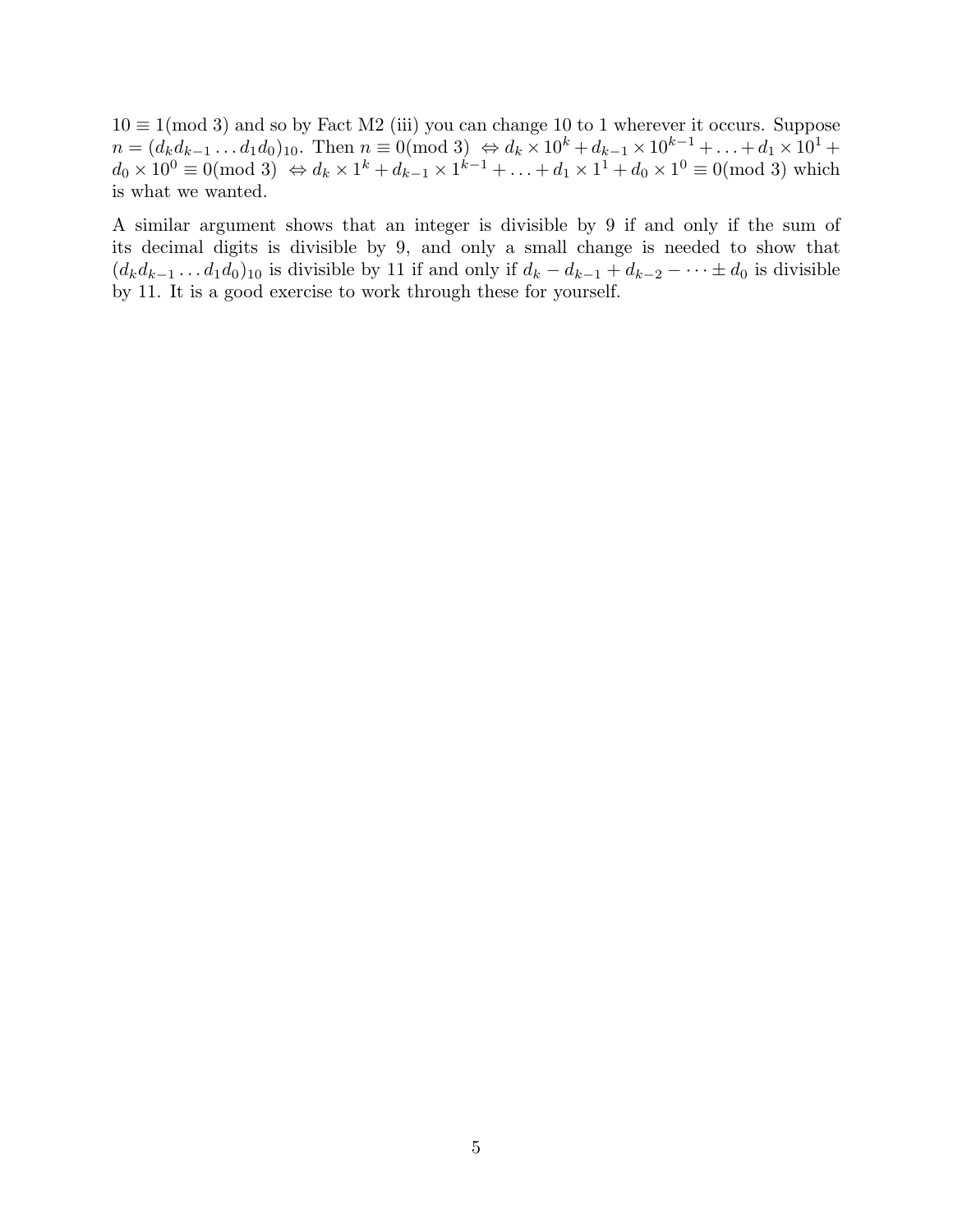$10 \equiv 1 (\text{mod } 3)$ and so by Fact M2 (iii) you can change 10 to 1 wherever it occurs. Suppose $n = (d_k d_{k-1} \ldots d_1 d_0)_{10}$. Then $n \equiv 0 (\text{mod } 3) \;\Leftrightarrow d_k \times 10^k + d_{k-1} \times 10^{k-1} + \ldots + d_1 \times 10^1 + d_0 \times 10^0 \equiv 0 (\text{mod } 3) \;\Leftrightarrow d_k \times 1^k + d_{k-1} \times 1^{k-1} + \ldots + d_1 \times 1^1 + d_0 \times 1^0 \equiv 0 (\text{mod } 3)$ which is what we wanted.

A similar argument shows that an integer is divisible by 9 if and only if the sum of its decimal digits is divisible by 9, and only a small change is needed to show that $(d_k d_{k-1} \ldots d_1 d_0)_{10}$ is divisible by 11 if and only if $d_k - d_{k-1} + d_{k-2} - \cdots \pm d_0$ is divisible by 11. It is a good exercise to work through these for yourself.